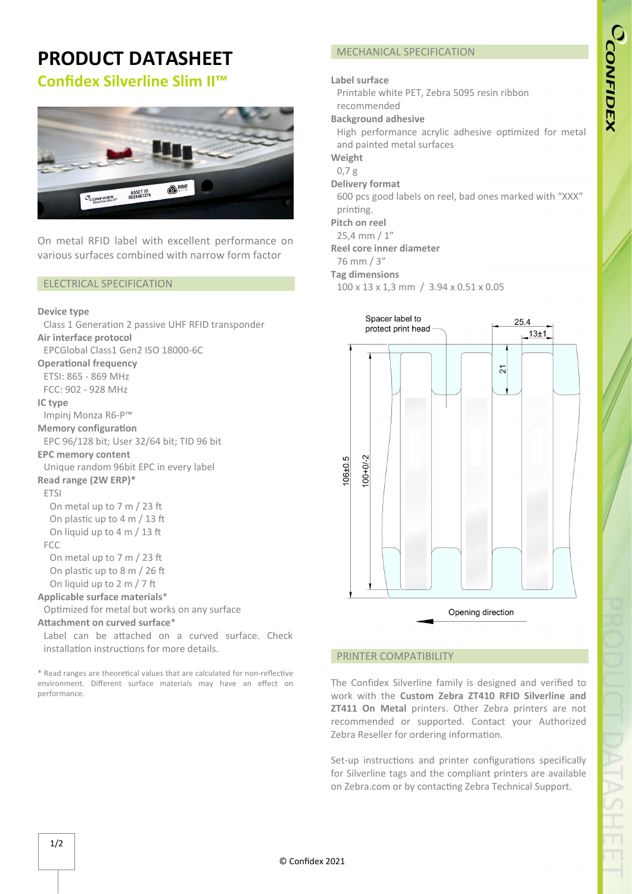# PRODUCT DATASHEET

## Confidex Silverline Slim II™

On metal RFID label with excellent performance on various surfaces combined with narrow form factor

## ELECTRICAL SPECIFICATION

**Device type**
Class 1 Generation 2 passive UHF RFID transponder

**Air interface protocol**
EPCGlobal Class1 Gen2 ISO 18000-6C

**Operational frequency**
ETSI: 865 - 869 MHz
FCC: 902 - 928 MHz

**IC type**
Impinj Monza R6-P™

**Memory configuration**
EPC 96/128 bit; User 32/64 bit; TID 96 bit

**EPC memory content**
Unique random 96bit EPC in every label

**Read range (2W ERP)***
ETSI
- On metal up to 7 m / 23 ft
- On plastic up to 4 m / 13 ft
- On liquid up to 4 m / 13 ft

FCC
- On metal up to 7 m / 23 ft
- On plastic up to 8 m / 26 ft
- On liquid up to 2 m / 7 ft

**Applicable surface materials***
Optimized for metal but works on any surface

**Attachment on curved surface***
Label can be attached on a curved surface. Check installation instructions for more details.

* Read ranges are theoretical values that are calculated for non-reflective environment. Different surface materials may have an effect on performance.

## MECHANICAL SPECIFICATION

**Label surface**
Printable white PET, Zebra 5095 resin ribbon recommended

**Background adhesive**
High performance acrylic adhesive optimized for metal and painted metal surfaces

**Weight**
0,7 g

**Delivery format**
600 pcs good labels on reel, bad ones marked with "XXX" printing.

**Pitch on reel**
25,4 mm / 1"

**Reel core inner diameter**
76 mm / 3"

**Tag dimensions**
100 x 13 x 1,3 mm / 3.94 x 0.51 x 0.05

Spacer label to protect print head

25.4

13±1

21

106±0.5

100+0/-2

Opening direction

## PRINTER COMPATIBILITY

The Confidex Silverline family is designed and verified to work with the **Custom Zebra ZT410 RFID Silverline and ZT411 On Metal** printers. Other Zebra printers are not recommended or supported. Contact your Authorized Zebra Reseller for ordering information.

Set-up instructions and printer configurations specifically for Silverline tags and the compliant printers are available on Zebra.com or by contacting Zebra Technical Support.

© Confidex 2021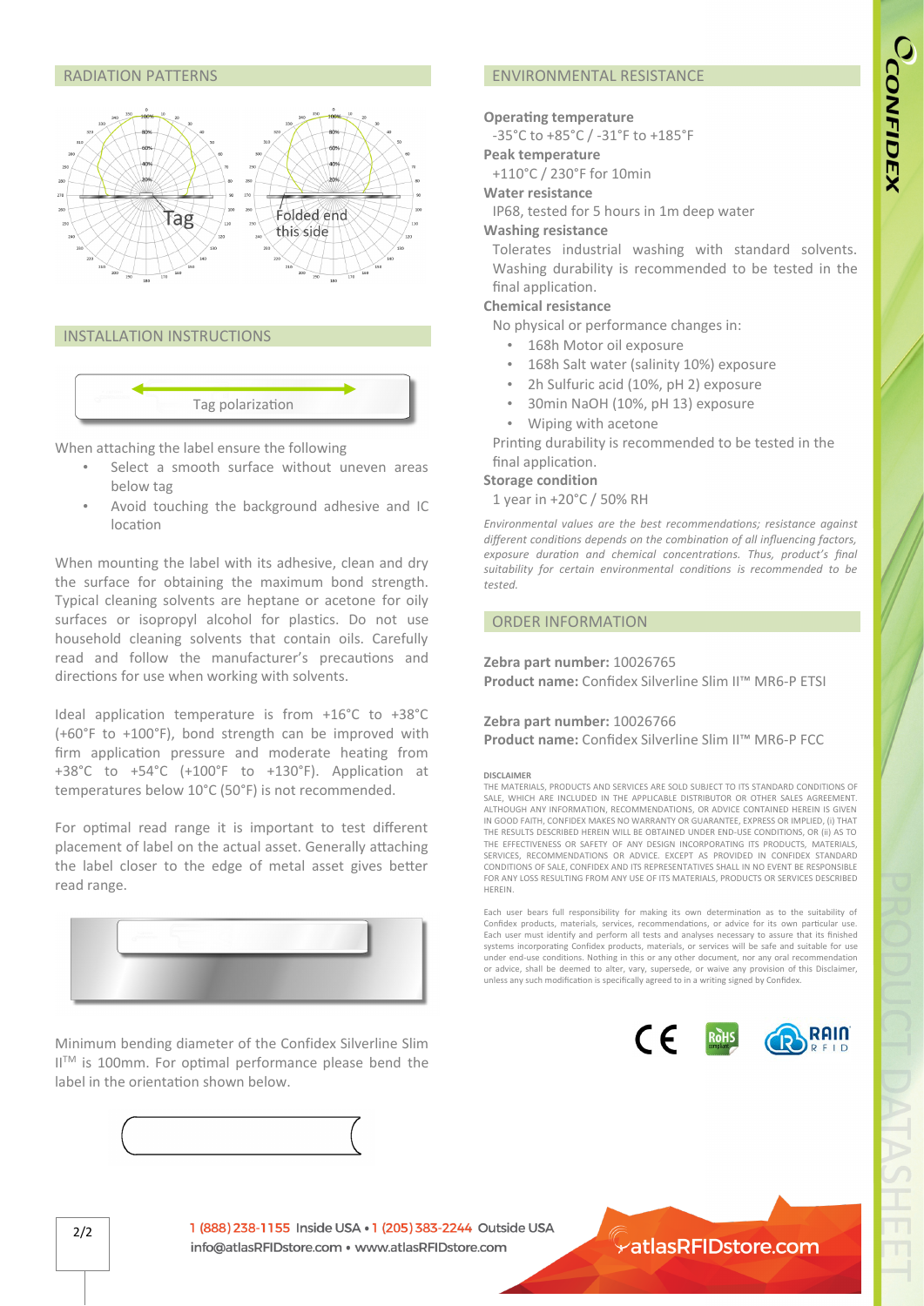## RADIATION PATTERNS

Tag

Folded end this side

## INSTALLATION INSTRUCTIONS

Tag polarization

When attaching the label ensure the following

- Select a smooth surface without uneven areas below tag
- Avoid touching the background adhesive and IC location

When mounting the label with its adhesive, clean and dry the surface for obtaining the maximum bond strength. Typical cleaning solvents are heptane or acetone for oily surfaces or isopropyl alcohol for plastics. Do not use household cleaning solvents that contain oils. Carefully read and follow the manufacturer's precautions and directions for use when working with solvents.

Ideal application temperature is from +16°C to +38°C (+60°F to +100°F), bond strength can be improved with firm application pressure and moderate heating from +38°C to +54°C (+100°F to +130°F). Application at temperatures below 10°C (50°F) is not recommended.

For optimal read range it is important to test different placement of label on the actual asset. Generally attaching the label closer to the edge of metal asset gives better read range.

Minimum bending diameter of the Confidex Silverline Slim II™ is 100mm. For optimal performance please bend the label in the orientation shown below.

## ENVIRONMENTAL RESISTANCE

**Operating temperature**
-35°C to +85°C / -31°F to +185°F

**Peak temperature**
+110°C / 230°F for 10min

**Water resistance**
IP68, tested for 5 hours in 1m deep water

**Washing resistance**
Tolerates industrial washing with standard solvents. Washing durability is recommended to be tested in the final application.

**Chemical resistance**
No physical or performance changes in:

- 168h Motor oil exposure
- 168h Salt water (salinity 10%) exposure
- 2h Sulfuric acid (10%, pH 2) exposure
- 30min NaOH (10%, pH 13) exposure
- Wiping with acetone

Printing durability is recommended to be tested in the final application.

**Storage condition**
1 year in +20°C / 50% RH

*Environmental values are the best recommendations; resistance against different conditions depends on the combination of all influencing factors, exposure duration and chemical concentrations. Thus, product's final suitability for certain environmental conditions is recommended to be tested.*

## ORDER INFORMATION

**Zebra part number:** 10026765
**Product name:** Confidex Silverline Slim II™ MR6-P ETSI

**Zebra part number:** 10026766
**Product name:** Confidex Silverline Slim II™ MR6-P FCC

DISCLAIMER

THE MATERIALS, PRODUCTS AND SERVICES ARE SOLD SUBJECT TO ITS STANDARD CONDITIONS OF SALE, WHICH ARE INCLUDED IN THE APPLICABLE DISTRIBUTOR OR OTHER SALES AGREEMENT. ALTHOUGH ANY INFORMATION, RECOMMENDATIONS, OR ADVICE CONTAINED HEREIN IS GIVEN IN GOOD FAITH, CONFIDEX MAKES NO WARRANTY OR GUARANTEE, EXPRESS OR IMPLIED, (i) THAT THE RESULTS DESCRIBED HEREIN WILL BE OBTAINED UNDER END-USE CONDITIONS, OR (ii) AS TO THE EFFECTIVENESS OR SAFETY OF ANY DESIGN INCORPORATING ITS PRODUCTS, MATERIALS, SERVICES, RECOMMENDATIONS OR ADVICE. EXCEPT AS PROVIDED IN CONFIDEX STANDARD CONDITIONS OF SALE, CONFIDEX AND ITS REPRESENTATIVES SHALL IN NO EVENT BE RESPONSIBLE FOR ANY LOSS RESULTING FROM ANY USE OF ITS MATERIALS, PRODUCTS OR SERVICES DESCRIBED HEREIN.

Each user bears full responsibility for making its own determination as to the suitability of Confidex products, materials, services, recommendations, or advice for its own particular use. Each user must identify and perform all tests and analyses necessary to assure that its finished systems incorporating Confidex products, materials, or services will be safe and suitable for use under end-use conditions. Nothing in this or any other document, nor any oral recommendation or advice, shall be deemed to alter, vary, supersede, or waive any provision of this Disclaimer, unless any such modification is specifically agreed to in a writing signed by Confidex.

1 (888) 238-1155 Inside USA • 1 (205) 383-2244 Outside USA
info@atlasRFIDstore.com • www.atlasRFIDstore.com